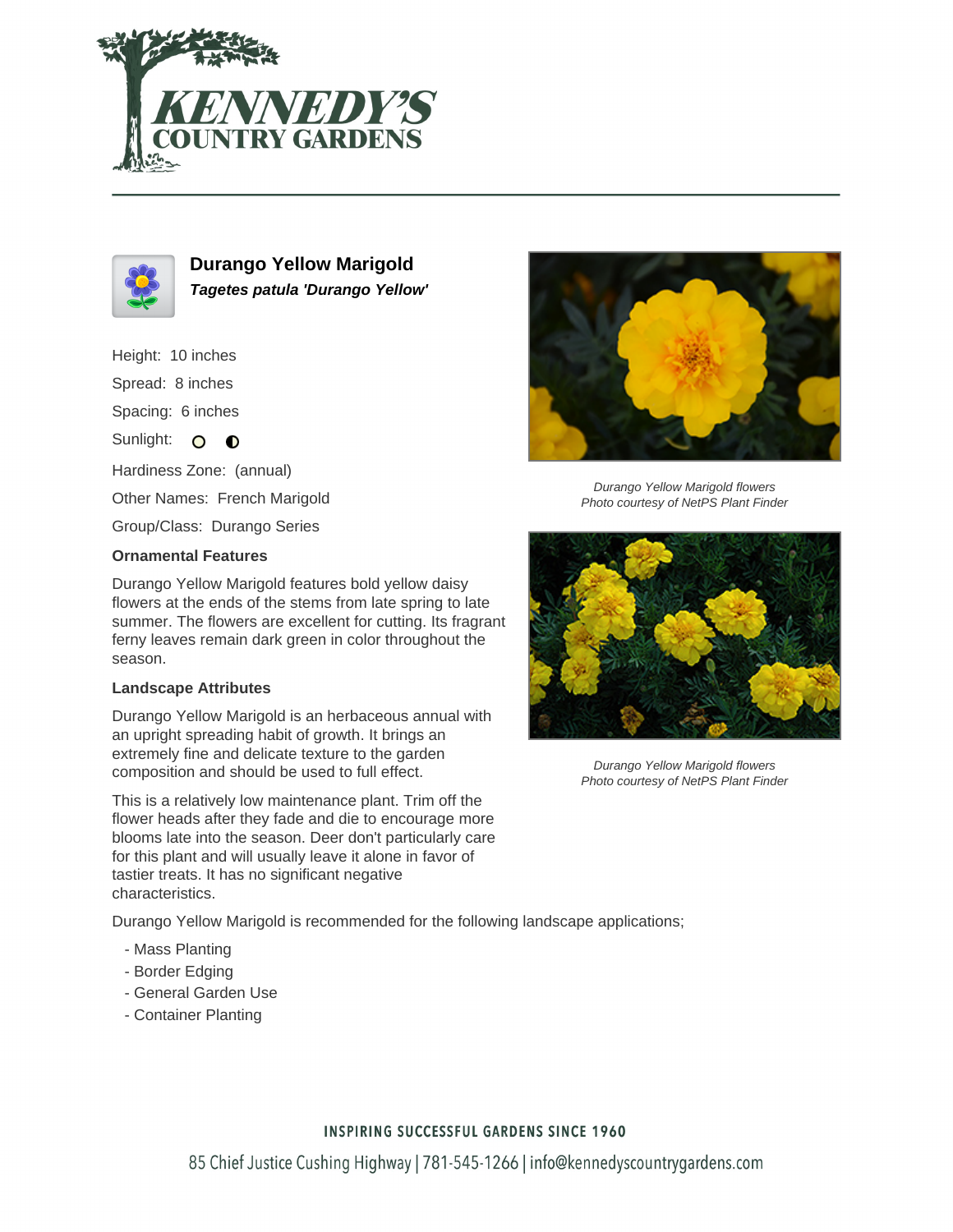# Durango Yellow Marigold

***Tagetes patula 'Durango Yellow'***

Height: 10 inches

Spread: 8 inches

Spacing: 6 inches

Sunlight:

Hardiness Zone: (annual)

Other Names: French Marigold

Group/Class: Durango Series

**Ornamental Features**

Durango Yellow Marigold features bold yellow daisy flowers at the ends of the stems from late spring to late summer. The flowers are excellent for cutting. Its fragrant ferny leaves remain dark green in color throughout the season.

**Landscape Attributes**

Durango Yellow Marigold is an herbaceous annual with an upright spreading habit of growth. It brings an extremely fine and delicate texture to the garden composition and should be used to full effect.

This is a relatively low maintenance plant. Trim off the flower heads after they fade and die to encourage more blooms late into the season. Deer don't particularly care for this plant and will usually leave it alone in favor of tastier treats. It has no significant negative characteristics.

Durango Yellow Marigold is recommended for the following landscape applications;

- Mass Planting
- Border Edging
- General Garden Use
- Container Planting

*Durango Yellow Marigold flowers*
*Photo courtesy of NetPS Plant Finder*

*Durango Yellow Marigold flowers*
*Photo courtesy of NetPS Plant Finder*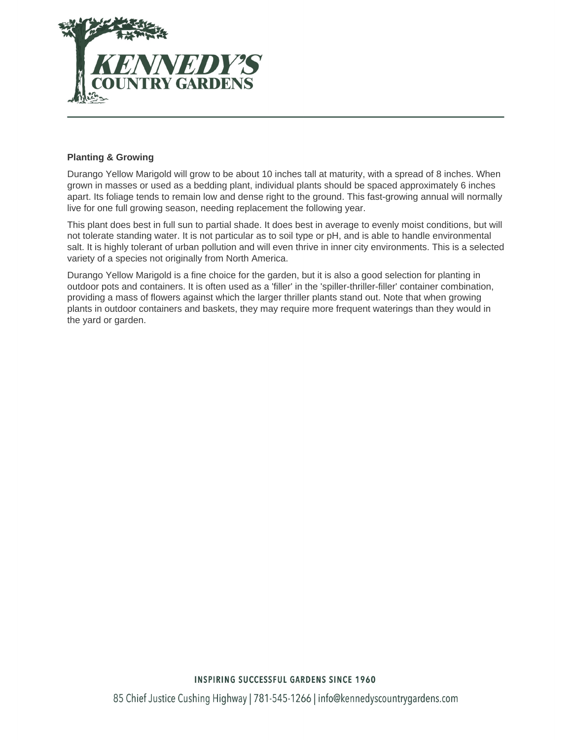**Planting & Growing**

Durango Yellow Marigold will grow to be about 10 inches tall at maturity, with a spread of 8 inches. When grown in masses or used as a bedding plant, individual plants should be spaced approximately 6 inches apart. Its foliage tends to remain low and dense right to the ground. This fast-growing annual will normally live for one full growing season, needing replacement the following year.

This plant does best in full sun to partial shade. It does best in average to evenly moist conditions, but will not tolerate standing water. It is not particular as to soil type or pH, and is able to handle environmental salt. It is highly tolerant of urban pollution and will even thrive in inner city environments. This is a selected variety of a species not originally from North America.

Durango Yellow Marigold is a fine choice for the garden, but it is also a good selection for planting in outdoor pots and containers. It is often used as a 'filler' in the 'spiller-thriller-filler' container combination, providing a mass of flowers against which the larger thriller plants stand out. Note that when growing plants in outdoor containers and baskets, they may require more frequent waterings than they would in the yard or garden.